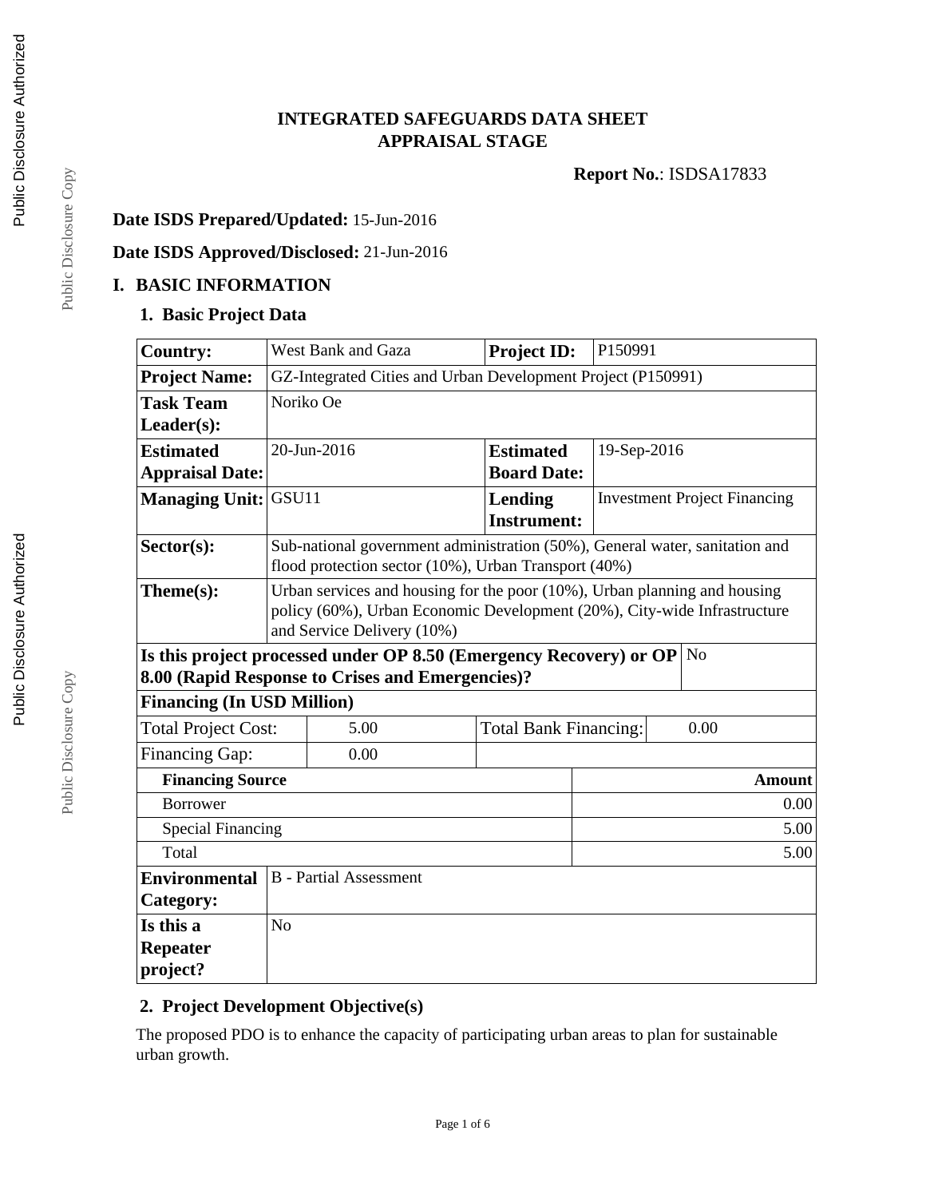# INTEGRATED SAFEGUARDS DATA SHEET
# APPRAISAL STAGE

**Report No.**: ISDSA17833

**Date ISDS Prepared/Updated:** 15-Jun-2016

**Date ISDS Approved/Disclosed:** 21-Jun-2016

## I. BASIC INFORMATION

### 1. Basic Project Data

| | | | |
|---|---|---|---|
| **Country:** | West Bank and Gaza | **Project ID:** | P150991 |
| **Project Name:** | GZ-Integrated Cities and Urban Development Project (P150991) | | |
| **Task Team Leader(s):** | Noriko Oe | | |
| **Estimated Appraisal Date:** | 20-Jun-2016 | **Estimated Board Date:** | 19-Sep-2016 |
| **Managing Unit:** | GSU11 | **Lending Instrument:** | Investment Project Financing |
| **Sector(s):** | Sub-national government administration (50%), General water, sanitation and flood protection sector (10%), Urban Transport (40%) | | |
| **Theme(s):** | Urban services and housing for the poor (10%), Urban planning and housing policy (60%), Urban Economic Development (20%), City-wide Infrastructure and Service Delivery (10%) | | |
| **Is this project processed under OP 8.50 (Emergency Recovery) or OP 8.00 (Rapid Response to Crises and Emergencies)?** | | | No |

**Financing (In USD Million)**

| | | | |
|---|---|---|---|
| Total Project Cost: | 5.00 | Total Bank Financing: | 0.00 |
| Financing Gap: | 0.00 | | |

| **Financing Source** | **Amount** |
|---|---|
| Borrower | 0.00 |
| Special Financing | 5.00 |
| Total | 5.00 |

| | |
|---|---|
| **Environmental Category:** | B - Partial Assessment |
| **Is this a Repeater project?** | No |

### 2. Project Development Objective(s)

The proposed PDO is to enhance the capacity of participating urban areas to plan for sustainable urban growth.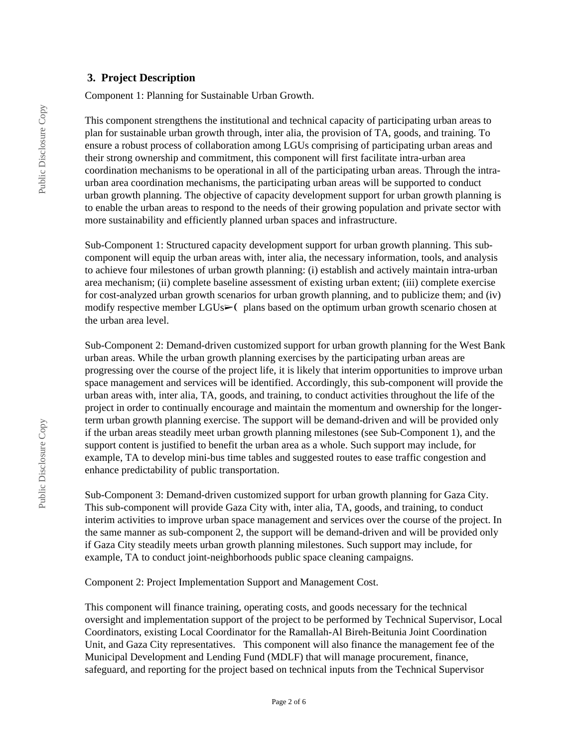## 3. Project Description

Component 1: Planning for Sustainable Urban Growth.

This component strengthens the institutional and technical capacity of participating urban areas to plan for sustainable urban growth through, inter alia, the provision of TA, goods, and training. To ensure a robust process of collaboration among LGUs comprising of participating urban areas and their strong ownership and commitment, this component will first facilitate intra-urban area coordination mechanisms to be operational in all of the participating urban areas. Through the intra-urban area coordination mechanisms, the participating urban areas will be supported to conduct urban growth planning. The objective of capacity development support for urban growth planning is to enable the urban areas to respond to the needs of their growing population and private sector with more sustainability and efficiently planned urban spaces and infrastructure.

Sub-Component 1: Structured capacity development support for urban growth planning. This sub-component will equip the urban areas with, inter alia, the necessary information, tools, and analysis to achieve four milestones of urban growth planning: (i) establish and actively maintain intra-urban area mechanism; (ii) complete baseline assessment of existing urban extent; (iii) complete exercise for cost-analyzed urban growth scenarios for urban growth planning, and to publicize them; and (iv) modify respective member LGUs➢( plans based on the optimum urban growth scenario chosen at the urban area level.

Sub-Component 2: Demand-driven customized support for urban growth planning for the West Bank urban areas. While the urban growth planning exercises by the participating urban areas are progressing over the course of the project life, it is likely that interim opportunities to improve urban space management and services will be identified. Accordingly, this sub-component will provide the urban areas with, inter alia, TA, goods, and training, to conduct activities throughout the life of the project in order to continually encourage and maintain the momentum and ownership for the longer-term urban growth planning exercise. The support will be demand-driven and will be provided only if the urban areas steadily meet urban growth planning milestones (see Sub-Component 1), and the support content is justified to benefit the urban area as a whole. Such support may include, for example, TA to develop mini-bus time tables and suggested routes to ease traffic congestion and enhance predictability of public transportation.

Sub-Component 3: Demand-driven customized support for urban growth planning for Gaza City. This sub-component will provide Gaza City with, inter alia, TA, goods, and training, to conduct interim activities to improve urban space management and services over the course of the project. In the same manner as sub-component 2, the support will be demand-driven and will be provided only if Gaza City steadily meets urban growth planning milestones. Such support may include, for example, TA to conduct joint-neighborhoods public space cleaning campaigns.

Component 2: Project Implementation Support and Management Cost.

This component will finance training, operating costs, and goods necessary for the technical oversight and implementation support of the project to be performed by Technical Supervisor, Local Coordinators, existing Local Coordinator for the Ramallah-Al Bireh-Beitunia Joint Coordination Unit, and Gaza City representatives. This component will also finance the management fee of the Municipal Development and Lending Fund (MDLF) that will manage procurement, finance, safeguard, and reporting for the project based on technical inputs from the Technical Supervisor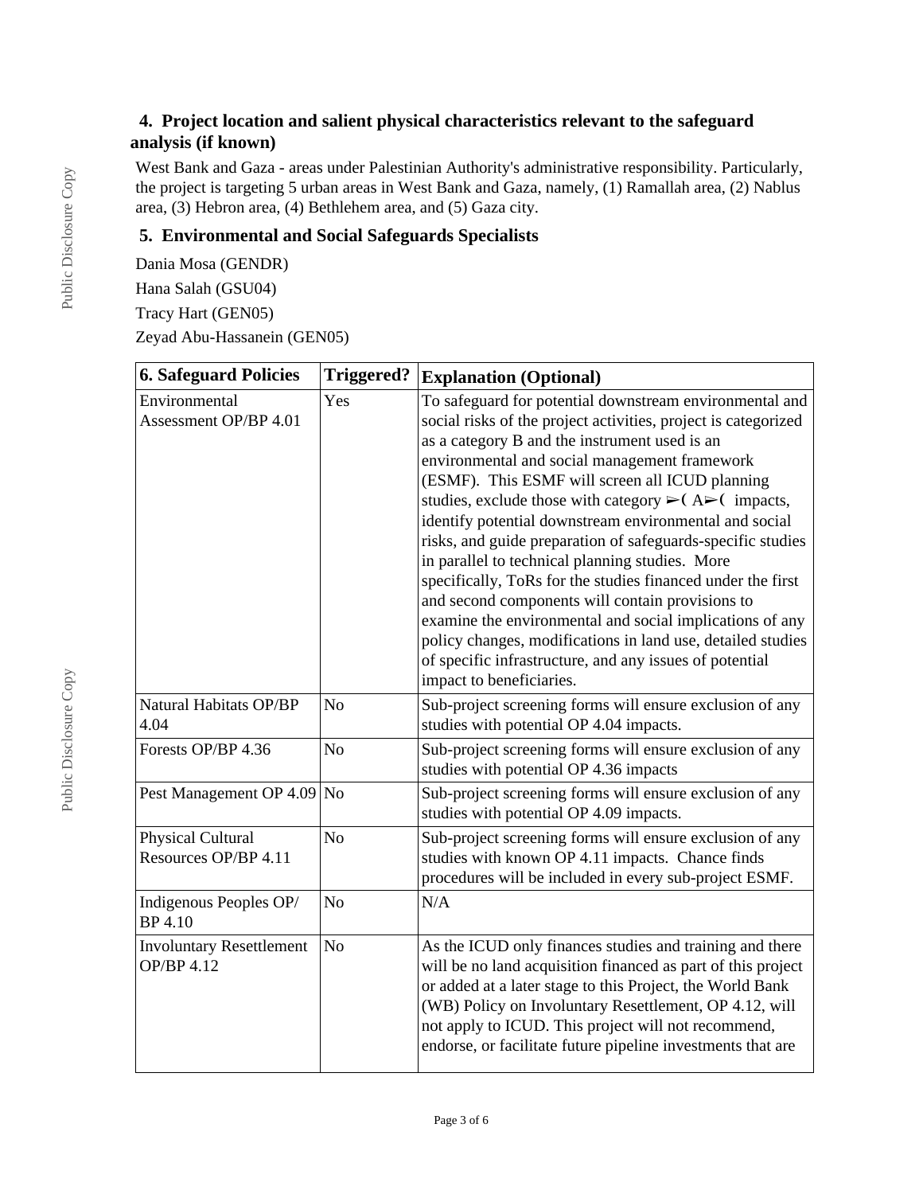### 4. Project location and salient physical characteristics relevant to the safeguard analysis (if known)

West Bank and Gaza - areas under Palestinian Authority's administrative responsibility. Particularly, the project is targeting 5 urban areas in West Bank and Gaza, namely, (1) Ramallah area, (2) Nablus area, (3) Hebron area, (4) Bethlehem area, and (5) Gaza city.

### 5. Environmental and Social Safeguards Specialists

Dania Mosa (GENDR)

Hana Salah (GSU04)

Tracy Hart (GEN05)

Zeyad Abu-Hassanein (GEN05)

| 6. Safeguard Policies | Triggered? | Explanation (Optional) |
|---|---|---|
| Environmental Assessment OP/BP 4.01 | Yes | To safeguard for potential downstream environmental and social risks of the project activities, project is categorized as a category B and the instrument used is an environmental and social management framework (ESMF). This ESMF will screen all ICUD planning studies, exclude those with category ➢( A➢( impacts, identify potential downstream environmental and social risks, and guide preparation of safeguards-specific studies in parallel to technical planning studies. More specifically, ToRs for the studies financed under the first and second components will contain provisions to examine the environmental and social implications of any policy changes, modifications in land use, detailed studies of specific infrastructure, and any issues of potential impact to beneficiaries. |
| Natural Habitats OP/BP 4.04 | No | Sub-project screening forms will ensure exclusion of any studies with potential OP 4.04 impacts. |
| Forests OP/BP 4.36 | No | Sub-project screening forms will ensure exclusion of any studies with potential OP 4.36 impacts |
| Pest Management OP 4.09 | No | Sub-project screening forms will ensure exclusion of any studies with potential OP 4.09 impacts. |
| Physical Cultural Resources OP/BP 4.11 | No | Sub-project screening forms will ensure exclusion of any studies with known OP 4.11 impacts. Chance finds procedures will be included in every sub-project ESMF. |
| Indigenous Peoples OP/ BP 4.10 | No | N/A |
| Involuntary Resettlement OP/BP 4.12 | No | As the ICUD only finances studies and training and there will be no land acquisition financed as part of this project or added at a later stage to this Project, the World Bank (WB) Policy on Involuntary Resettlement, OP 4.12, will not apply to ICUD. This project will not recommend, endorse, or facilitate future pipeline investments that are |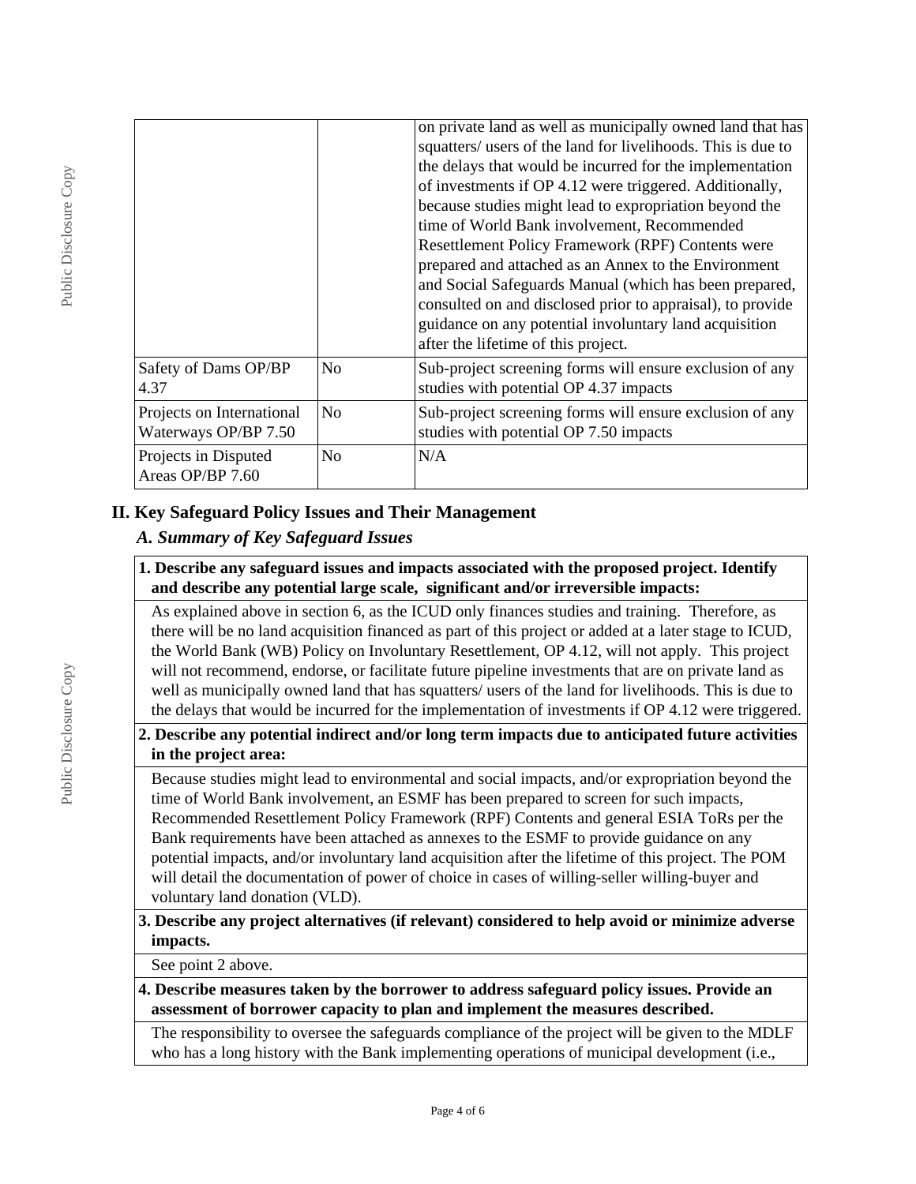| | | |
|---|---|---|
| | | on private land as well as municipally owned land that has squatters/ users of the land for livelihoods. This is due to the delays that would be incurred for the implementation of investments if OP 4.12 were triggered. Additionally, because studies might lead to expropriation beyond the time of World Bank involvement, Recommended Resettlement Policy Framework (RPF) Contents were prepared and attached as an Annex to the Environment and Social Safeguards Manual (which has been prepared, consulted on and disclosed prior to appraisal), to provide guidance on any potential involuntary land acquisition after the lifetime of this project. |
| Safety of Dams OP/BP 4.37 | No | Sub-project screening forms will ensure exclusion of any studies with potential OP 4.37 impacts |
| Projects on International Waterways OP/BP 7.50 | No | Sub-project screening forms will ensure exclusion of any studies with potential OP 7.50 impacts |
| Projects in Disputed Areas OP/BP 7.60 | No | N/A |

## II. Key Safeguard Policy Issues and Their Management

### *A. Summary of Key Safeguard Issues*

**1. Describe any safeguard issues and impacts associated with the proposed project. Identify and describe any potential large scale, significant and/or irreversible impacts:**

As explained above in section 6, as the ICUD only finances studies and training. Therefore, as there will be no land acquisition financed as part of this project or added at a later stage to ICUD, the World Bank (WB) Policy on Involuntary Resettlement, OP 4.12, will not apply. This project will not recommend, endorse, or facilitate future pipeline investments that are on private land as well as municipally owned land that has squatters/ users of the land for livelihoods. This is due to the delays that would be incurred for the implementation of investments if OP 4.12 were triggered.

**2. Describe any potential indirect and/or long term impacts due to anticipated future activities in the project area:**

Because studies might lead to environmental and social impacts, and/or expropriation beyond the time of World Bank involvement, an ESMF has been prepared to screen for such impacts, Recommended Resettlement Policy Framework (RPF) Contents and general ESIA ToRs per the Bank requirements have been attached as annexes to the ESMF to provide guidance on any potential impacts, and/or involuntary land acquisition after the lifetime of this project. The POM will detail the documentation of power of choice in cases of willing-seller willing-buyer and voluntary land donation (VLD).

**3. Describe any project alternatives (if relevant) considered to help avoid or minimize adverse impacts.**

See point 2 above.

**4. Describe measures taken by the borrower to address safeguard policy issues. Provide an assessment of borrower capacity to plan and implement the measures described.**

The responsibility to oversee the safeguards compliance of the project will be given to the MDLF who has a long history with the Bank implementing operations of municipal development (i.e.,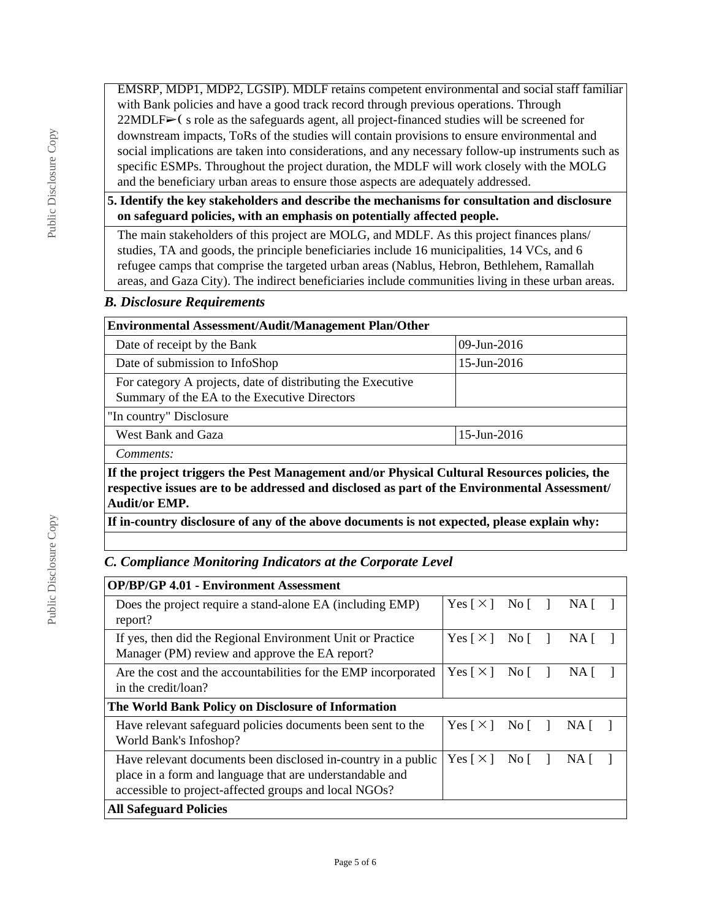EMSRP, MDP1, MDP2, LGSIP). MDLF retains competent environmental and social staff familiar with Bank policies and have a good track record through previous operations. Through 22MDLF➢( s role as the safeguards agent, all project-financed studies will be screened for downstream impacts, ToRs of the studies will contain provisions to ensure environmental and social implications are taken into considerations, and any necessary follow-up instruments such as specific ESMPs. Throughout the project duration, the MDLF will work closely with the MOLG and the beneficiary urban areas to ensure those aspects are adequately addressed.

**5. Identify the key stakeholders and describe the mechanisms for consultation and disclosure on safeguard policies, with an emphasis on potentially affected people.**

The main stakeholders of this project are MOLG, and MDLF. As this project finances plans/ studies, TA and goods, the principle beneficiaries include 16 municipalities, 14 VCs, and 6 refugee camps that comprise the targeted urban areas (Nablus, Hebron, Bethlehem, Ramallah areas, and Gaza City). The indirect beneficiaries include communities living in these urban areas.

### *B. Disclosure Requirements*

| **Environmental Assessment/Audit/Management Plan/Other** | |
|---|---|
| Date of receipt by the Bank | 09-Jun-2016 |
| Date of submission to InfoShop | 15-Jun-2016 |
| For category A projects, date of distributing the Executive Summary of the EA to the Executive Directors | |
| "In country" Disclosure | |
| West Bank and Gaza | 15-Jun-2016 |
| *Comments:* | |

**If the project triggers the Pest Management and/or Physical Cultural Resources policies, the respective issues are to be addressed and disclosed as part of the Environmental Assessment/ Audit/or EMP.**

**If in-country disclosure of any of the above documents is not expected, please explain why:**

### *C. Compliance Monitoring Indicators at the Corporate Level*

| **OP/BP/GP 4.01 - Environment Assessment** | |
|---|---|
| Does the project require a stand-alone EA (including EMP) report? | Yes [ × ] No [ ] NA [ ] |
| If yes, then did the Regional Environment Unit or Practice Manager (PM) review and approve the EA report? | Yes [ × ] No [ ] NA [ ] |
| Are the cost and the accountabilities for the EMP incorporated in the credit/loan? | Yes [ × ] No [ ] NA [ ] |
| **The World Bank Policy on Disclosure of Information** | |
| Have relevant safeguard policies documents been sent to the World Bank's Infoshop? | Yes [ × ] No [ ] NA [ ] |
| Have relevant documents been disclosed in-country in a public place in a form and language that are understandable and accessible to project-affected groups and local NGOs? | Yes [ × ] No [ ] NA [ ] |
| **All Safeguard Policies** | |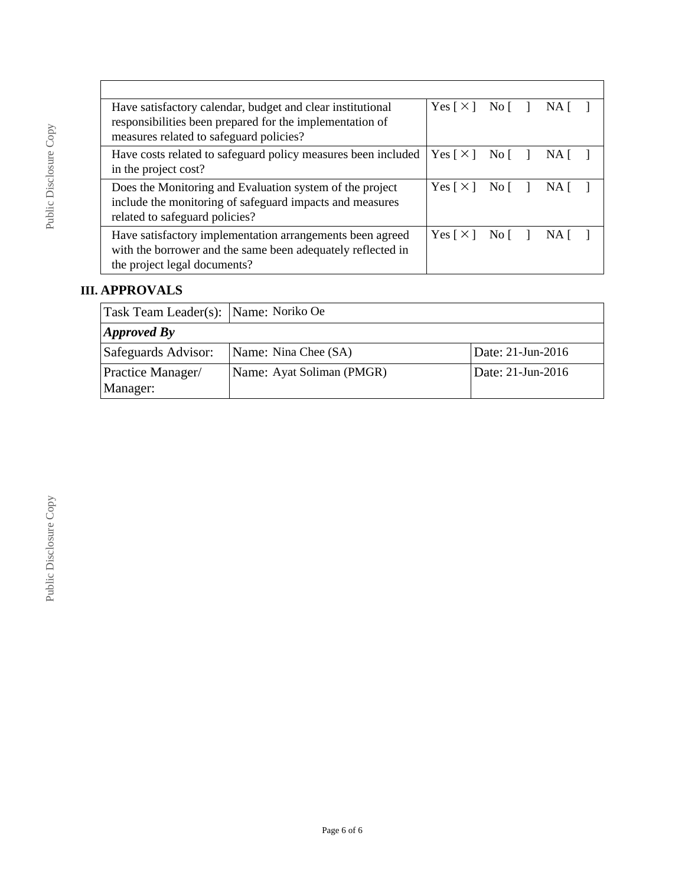| | |
|---|---|
| Have satisfactory calendar, budget and clear institutional responsibilities been prepared for the implementation of measures related to safeguard policies? | Yes [ × ]   No [   ]   NA [   ] |
| Have costs related to safeguard policy measures been included in the project cost? | Yes [ × ]   No [   ]   NA [   ] |
| Does the Monitoring and Evaluation system of the project include the monitoring of safeguard impacts and measures related to safeguard policies? | Yes [ × ]   No [   ]   NA [   ] |
| Have satisfactory implementation arrangements been agreed with the borrower and the same been adequately reflected in the project legal documents? | Yes [ × ]   No [   ]   NA [   ] |

## III. APPROVALS

| | | |
|---|---|---|
| Task Team Leader(s): | Name: Noriko Oe | |
| ***Approved By*** | | |
| Safeguards Advisor: | Name: Nina Chee (SA) | Date: 21-Jun-2016 |
| Practice Manager/ Manager: | Name: Ayat Soliman (PMGR) | Date: 21-Jun-2016 |